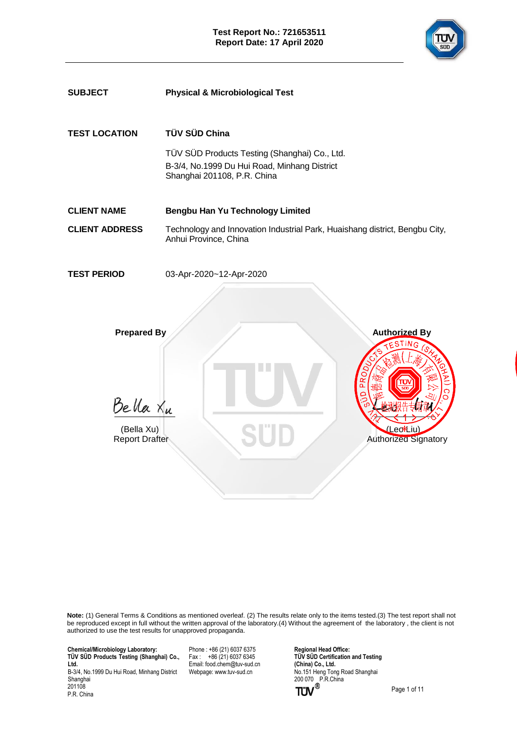**Test Report No.: 721653511**
**Report Date: 17 April 2020**

| | |
|---|---|
| **SUBJECT** | **Physical & Microbiological Test** |
| **TEST LOCATION** | **TÜV SÜD China** |
| | TÜV SÜD Products Testing (Shanghai) Co., Ltd.<br>B-3/4, No.1999 Du Hui Road, Minhang District<br>Shanghai 201108, P.R. China |
| **CLIENT NAME** | **Bengbu Han Yu Technology Limited** |
| **CLIENT ADDRESS** | Technology and Innovation Industrial Park, Huaishang district, Bengbu City, Anhui Province, China |
| **TEST PERIOD** | 03-Apr-2020~12-Apr-2020 |

| **Prepared By** | **Authorized By** |
|---|---|
| Bella Xu | Leo Liu |
| (Bella Xu)<br>Report Drafter | (Leo Liu)<br>Authorized Signatory |

TÜV SÜD PRODUCTS TESTING (SHANGHAI) CO., LTD. 德国莱茵检测(上海)有限公司 检测报告专用章

**Note:** (1) General Terms & Conditions as mentioned overleaf. (2) The results relate only to the items tested.(3) The test report shall not be reproduced except in full without the written approval of the laboratory.(4) Without the agreement of the laboratory , the client is not authorized to use the test results for unapproved propaganda.

**Chemical/Microbiology Laboratory:**
**TÜV SÜD Products Testing (Shanghai) Co., Ltd.**
B-3/4, No.1999 Du Hui Road, Minhang District
Shanghai
201108
P.R. China

Phone : +86 (21) 6037 6375
Fax : +86 (21) 6037 6345
Email: food.chem@tuv-sud.cn
Webpage: www.tuv-sud.cn

**Regional Head Office:**
**TÜV SÜD Certification and Testing (China) Co., Ltd.**
No.151 Heng Tong Road Shanghai
200 070 P.R.China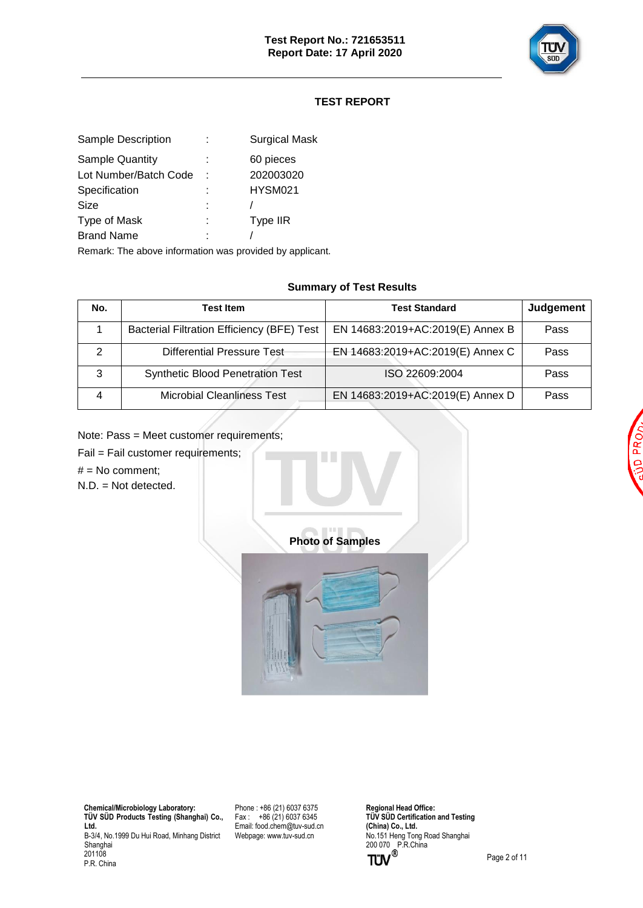Test Report No.: 721653511
Report Date: 17 April 2020

## TEST REPORT

| | | |
|---|---|---|
| Sample Description | : | Surgical Mask |
| Sample Quantity | : | 60 pieces |
| Lot Number/Batch Code | : | 202003020 |
| Specification | : | HYSM021 |
| Size | : | / |
| Type of Mask | : | Type IIR |
| Brand Name | : | / |

Remark: The above information was provided by applicant.

### Summary of Test Results

| No. | Test Item | Test Standard | Judgement |
|---|---|---|---|
| 1 | Bacterial Filtration Efficiency (BFE) Test | EN 14683:2019+AC:2019(E) Annex B | Pass |
| 2 | Differential Pressure Test | EN 14683:2019+AC:2019(E) Annex C | Pass |
| 3 | Synthetic Blood Penetration Test | ISO 22609:2004 | Pass |
| 4 | Microbial Cleanliness Test | EN 14683:2019+AC:2019(E) Annex D | Pass |

Note: Pass = Meet customer requirements;

Fail = Fail customer requirements;

# = No comment;

N.D. = Not detected.

### Photo of Samples

**Chemical/Microbiology Laboratory:**
**TÜV SÜD Products Testing (Shanghai) Co., Ltd.**
B-3/4, No.1999 Du Hui Road, Minhang District
Shanghai
201108
P.R. China

Phone : +86 (21) 6037 6375
Fax : +86 (21) 6037 6345
Email: food.chem@tuv-sud.cn
Webpage: www.tuv-sud.cn

**Regional Head Office:**
**TÜV SÜD Certification and Testing (China) Co., Ltd.**
No.151 Heng Tong Road Shanghai
200 070 P.R.China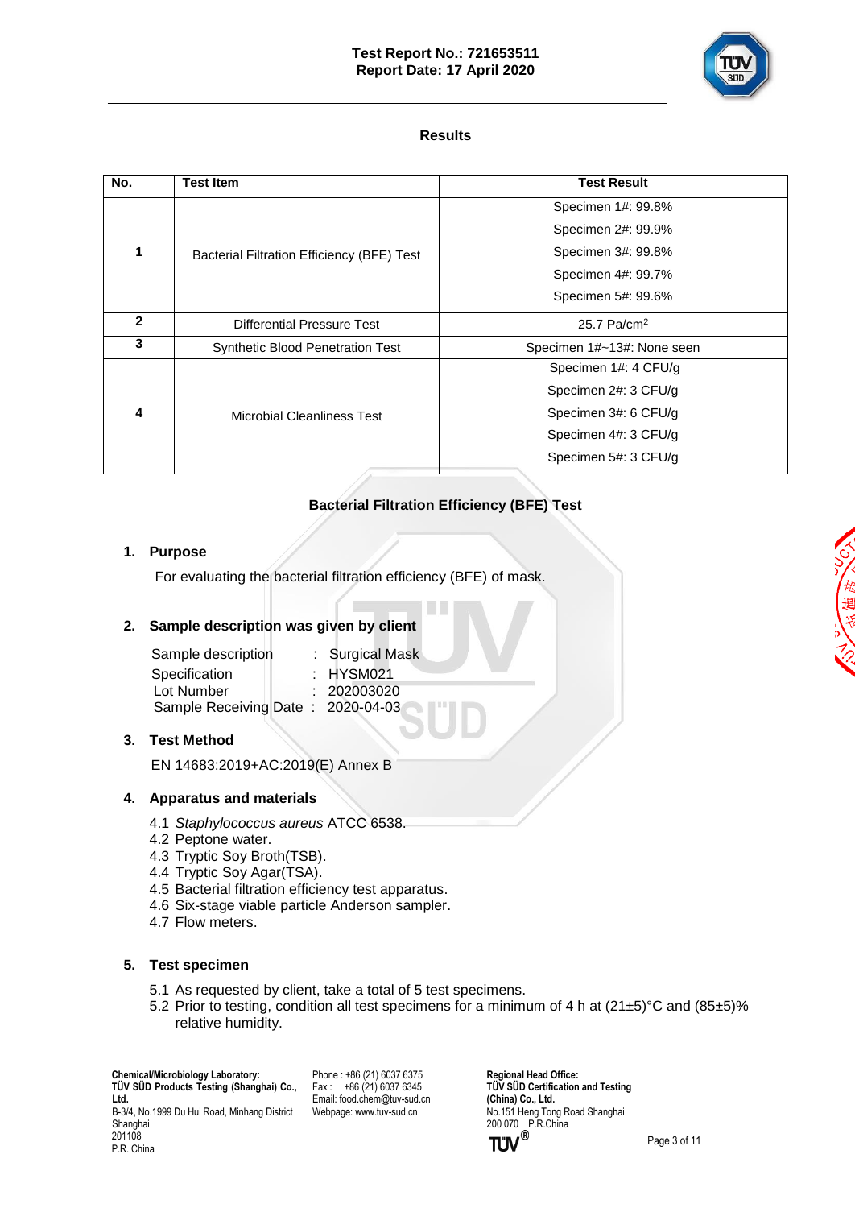## Results

| No. | Test Item | Test Result |
|---|---|---|
| 1 | Bacterial Filtration Efficiency (BFE) Test | Specimen 1#: 99.8%<br>Specimen 2#: 99.9%<br>Specimen 3#: 99.8%<br>Specimen 4#: 99.7%<br>Specimen 5#: 99.6% |
| 2 | Differential Pressure Test | 25.7 Pa/cm$^2$ |
| 3 | Synthetic Blood Penetration Test | Specimen 1#~13#: None seen |
| 4 | Microbial Cleanliness Test | Specimen 1#: 4 CFU/g<br>Specimen 2#: 3 CFU/g<br>Specimen 3#: 6 CFU/g<br>Specimen 4#: 3 CFU/g<br>Specimen 5#: 3 CFU/g |

## Bacterial Filtration Efficiency (BFE) Test

### 1. Purpose

For evaluating the bacterial filtration efficiency (BFE) of mask.

### 2. Sample description was given by client

| | | |
|---|---|---|
| Sample description | : | Surgical Mask |
| Specification | : | HYSM021 |
| Lot Number | : | 202003020 |
| Sample Receiving Date | : | 2020-04-03 |

### 3. Test Method

EN 14683:2019+AC:2019(E) Annex B

### 4. Apparatus and materials

4.1 *Staphylococcus aureus* ATCC 6538.
4.2 Peptone water.
4.3 Tryptic Soy Broth(TSB).
4.4 Tryptic Soy Agar(TSA).
4.5 Bacterial filtration efficiency test apparatus.
4.6 Six-stage viable particle Anderson sampler.
4.7 Flow meters.

### 5. Test specimen

5.1 As requested by client, take a total of 5 test specimens.
5.2 Prior to testing, condition all test specimens for a minimum of 4 h at (21±5)°C and (85±5)% relative humidity.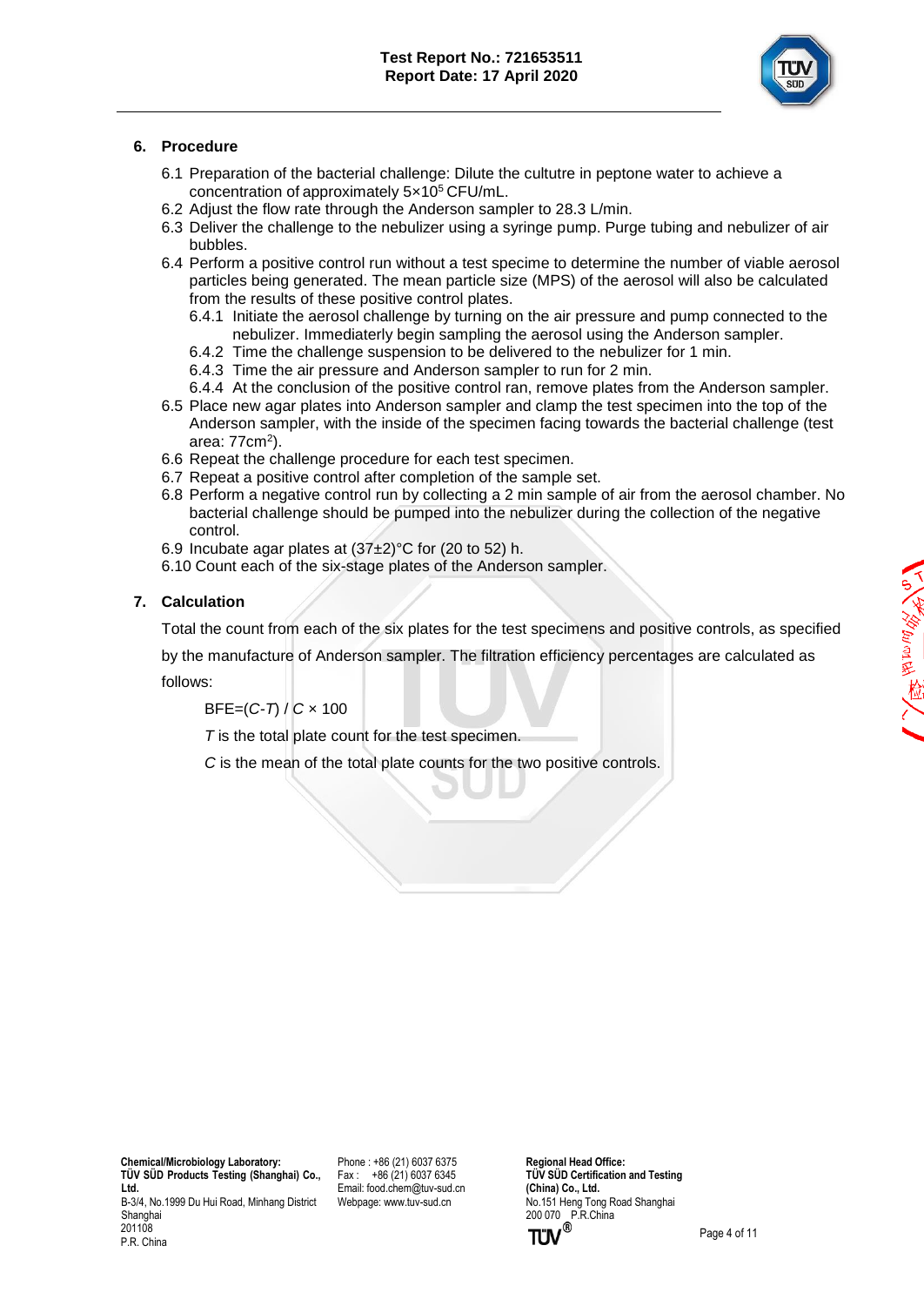## 6. Procedure

6.1 Preparation of the bacterial challenge: Dilute the cultutre in peptone water to achieve a concentration of approximately $5×10^5$ CFU/mL.

6.2 Adjust the flow rate through the Anderson sampler to 28.3 L/min.

6.3 Deliver the challenge to the nebulizer using a syringe pump. Purge tubing and nebulizer of air bubbles.

6.4 Perform a positive control run without a test specime to determine the number of viable aerosol particles being generated. The mean particle size (MPS) of the aerosol will also be calculated from the results of these positive control plates.

- 6.4.1 Initiate the aerosol challenge by turning on the air pressure and pump connected to the nebulizer. Immediaterly begin sampling the aerosol using the Anderson sampler.
- 6.4.2 Time the challenge suspension to be delivered to the nebulizer for 1 min.
- 6.4.3 Time the air pressure and Anderson sampler to run for 2 min.
- 6.4.4 At the conclusion of the positive control ran, remove plates from the Anderson sampler.

6.5 Place new agar plates into Anderson sampler and clamp the test specimen into the top of the Anderson sampler, with the inside of the specimen facing towards the bacterial challenge (test area: $77cm^2$).

6.6 Repeat the challenge procedure for each test specimen.

6.7 Repeat a positive control after completion of the sample set.

6.8 Perform a negative control run by collecting a 2 min sample of air from the aerosol chamber. No bacterial challenge should be pumped into the nebulizer during the collection of the negative control.

6.9 Incubate agar plates at (37±2)°C for (20 to 52) h.

6.10 Count each of the six-stage plates of the Anderson sampler.

## 7. Calculation

Total the count from each of the six plates for the test specimens and positive controls, as specified by the manufacture of Anderson sampler. The filtration efficiency percentages are calculated as follows:

$$BFE=(C-T)\,/\,C \times 100$$

$T$ is the total plate count for the test specimen.

$C$ is the mean of the total plate counts for the two positive controls.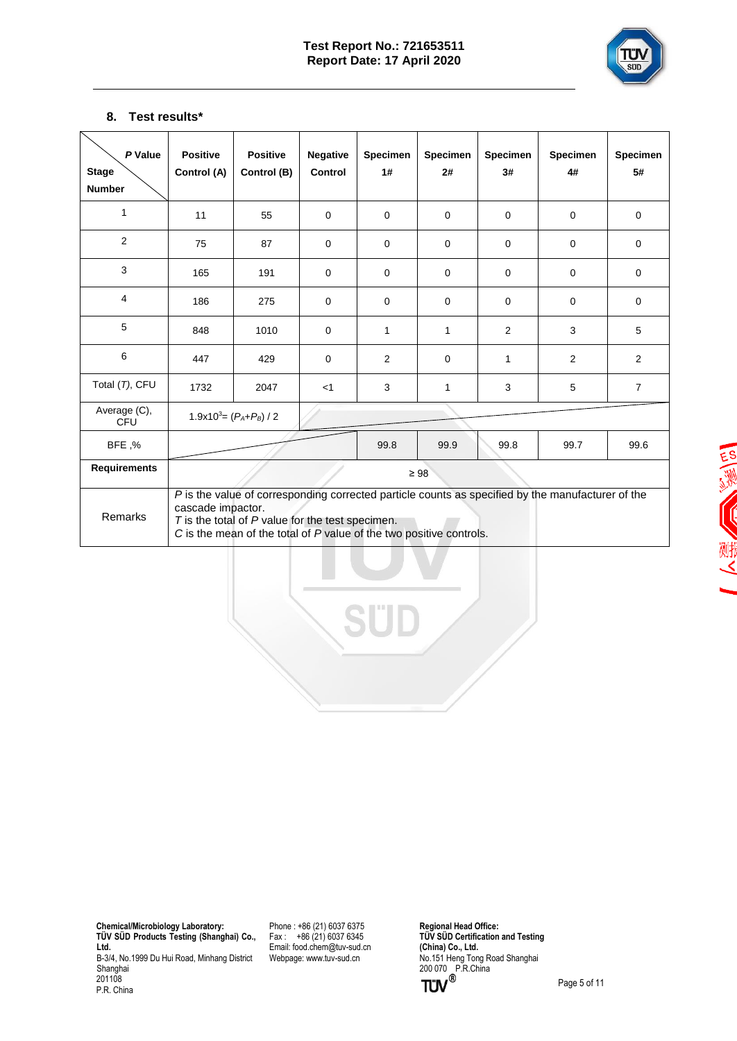## 8. Test results*

| *P* Value / Stage Number | Positive Control (A) | Positive Control (B) | Negative Control | Specimen 1# | Specimen 2# | Specimen 3# | Specimen 4# | Specimen 5# |
|---|---|---|---|---|---|---|---|---|
| 1 | 11 | 55 | 0 | 0 | 0 | 0 | 0 | 0 |
| 2 | 75 | 87 | 0 | 0 | 0 | 0 | 0 | 0 |
| 3 | 165 | 191 | 0 | 0 | 0 | 0 | 0 | 0 |
| 4 | 186 | 275 | 0 | 0 | 0 | 0 | 0 | 0 |
| 5 | 848 | 1010 | 0 | 1 | 1 | 2 | 3 | 5 |
| 6 | 447 | 429 | 0 | 2 | 0 | 1 | 2 | 2 |
| Total (*T*), CFU | 1732 | 2047 | <1 | 3 | 1 | 3 | 5 | 7 |
| Average (C), CFU | $1.9x10^3 = (P_A+P_B) / 2$ | | | | | | | |
| BFE ,% | | | | 99.8 | 99.9 | 99.8 | 99.7 | 99.6 |
| **Requirements** | ≥ 98 | | | | | | | |
| Remarks | *P* is the value of corresponding corrected particle counts as specified by the manufacturer of the cascade impactor.<br>*T* is the total of *P* value for the test specimen.<br>*C* is the mean of the total of *P* value of the two positive controls. | | | | | | | |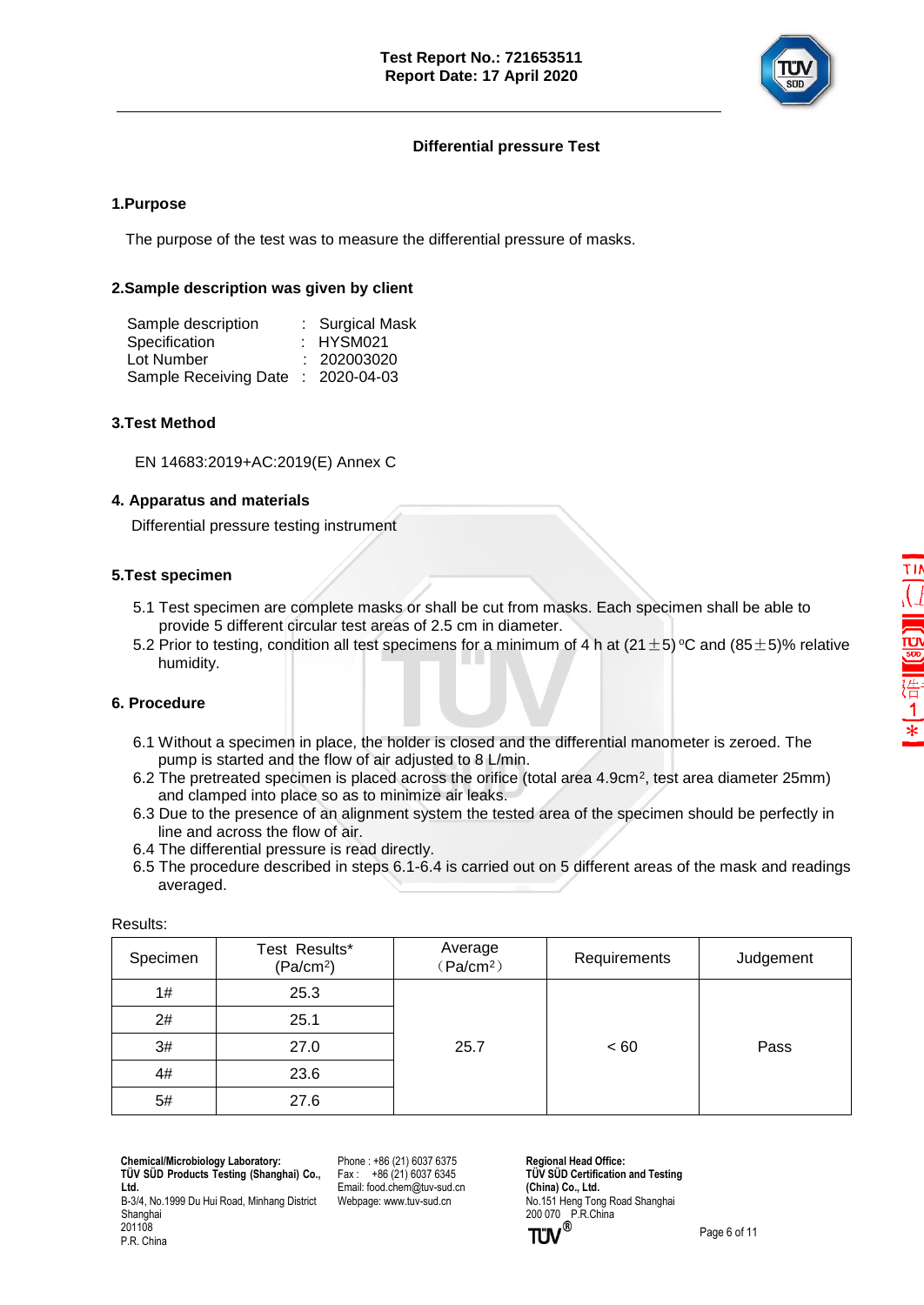## Differential pressure Test

### 1.Purpose

The purpose of the test was to measure the differential pressure of masks.

### 2.Sample description was given by client

Sample description : Surgical Mask
Specification : HYSM021
Lot Number : 202003020
Sample Receiving Date : 2020-04-03

### 3.Test Method

EN 14683:2019+AC:2019(E) Annex C

### 4. Apparatus and materials

Differential pressure testing instrument

### 5.Test specimen

5.1 Test specimen are complete masks or shall be cut from masks. Each specimen shall be able to provide 5 different circular test areas of 2.5 cm in diameter.
5.2 Prior to testing, condition all test specimens for a minimum of 4 h at (21±5) °C and (85±5)% relative humidity.

### 6. Procedure

6.1 Without a specimen in place, the holder is closed and the differential manometer is zeroed. The pump is started and the flow of air adjusted to 8 L/min.
6.2 The pretreated specimen is placed across the orifice (total area 4.9cm$^2$, test area diameter 25mm) and clamped into place so as to minimize air leaks.
6.3 Due to the presence of an alignment system the tested area of the specimen should be perfectly in line and across the flow of air.
6.4 The differential pressure is read directly.
6.5 The procedure described in steps 6.1-6.4 is carried out on 5 different areas of the mask and readings averaged.

Results:

| Specimen | Test Results* (Pa/cm$^2$) | Average (Pa/cm$^2$) | Requirements | Judgement |
|---|---|---|---|---|
| 1# | 25.3 | 25.7 | < 60 | Pass |
| 2# | 25.1 | | | |
| 3# | 27.0 | | | |
| 4# | 23.6 | | | |
| 5# | 27.6 | | | |

**Chemical/Microbiology Laboratory:**
**TÜV SÜD Products Testing (Shanghai) Co., Ltd.**
B-3/4, No.1999 Du Hui Road, Minhang District Shanghai
201108
P.R. China

Phone : +86 (21) 6037 6375
Fax : +86 (21) 6037 6345
Email: food.chem@tuv-sud.cn
Webpage: www.tuv-sud.cn

**Regional Head Office:**
**TÜV SÜD Certification and Testing (China) Co., Ltd.**
No.151 Heng Tong Road Shanghai
200 070 P.R.China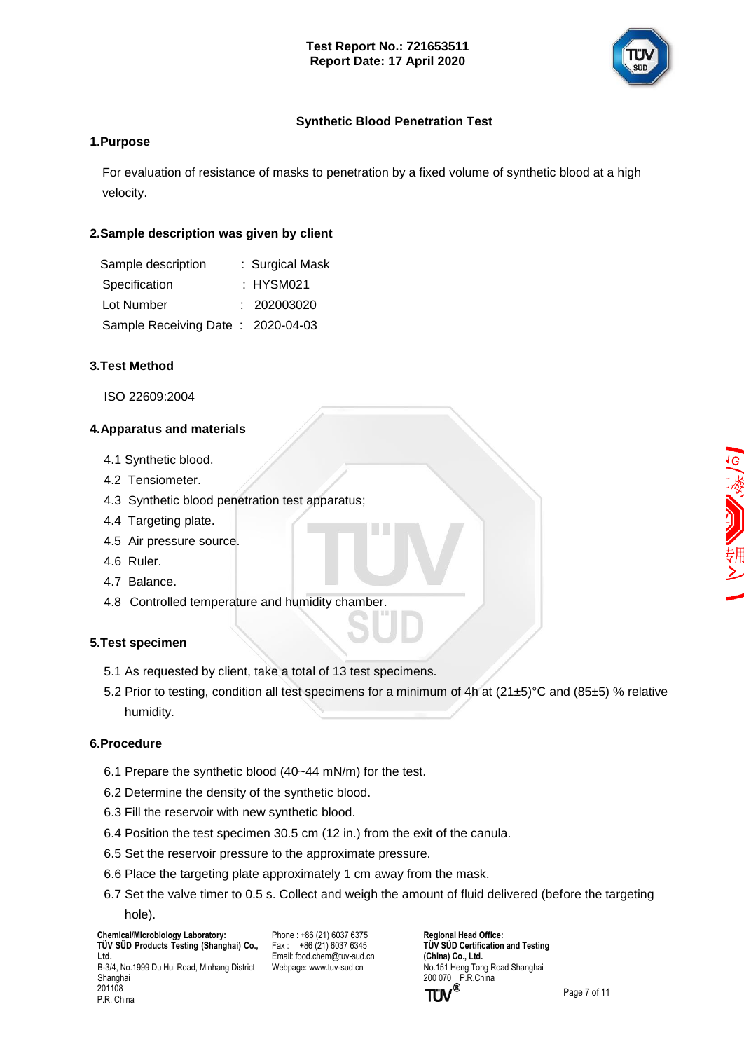## Synthetic Blood Penetration Test

### 1.Purpose

For evaluation of resistance of masks to penetration by a fixed volume of synthetic blood at a high velocity.

### 2.Sample description was given by client

| | |
|---|---|
| Sample description | : Surgical Mask |
| Specification | : HYSM021 |
| Lot Number | : 202003020 |
| Sample Receiving Date | : 2020-04-03 |

### 3.Test Method

ISO 22609:2004

### 4.Apparatus and materials

4.1 Synthetic blood.
4.2 Tensiometer.
4.3 Synthetic blood penetration test apparatus;
4.4 Targeting plate.
4.5 Air pressure source.
4.6 Ruler.
4.7 Balance.
4.8 Controlled temperature and humidity chamber.

### 5.Test specimen

5.1 As requested by client, take a total of 13 test specimens.
5.2 Prior to testing, condition all test specimens for a minimum of 4h at (21±5)°C and (85±5) % relative humidity.

### 6.Procedure

6.1 Prepare the synthetic blood (40~44 mN/m) for the test.
6.2 Determine the density of the synthetic blood.
6.3 Fill the reservoir with new synthetic blood.
6.4 Position the test specimen 30.5 cm (12 in.) from the exit of the canula.
6.5 Set the reservoir pressure to the approximate pressure.
6.6 Place the targeting plate approximately 1 cm away from the mask.
6.7 Set the valve timer to 0.5 s. Collect and weigh the amount of fluid delivered (before the targeting hole).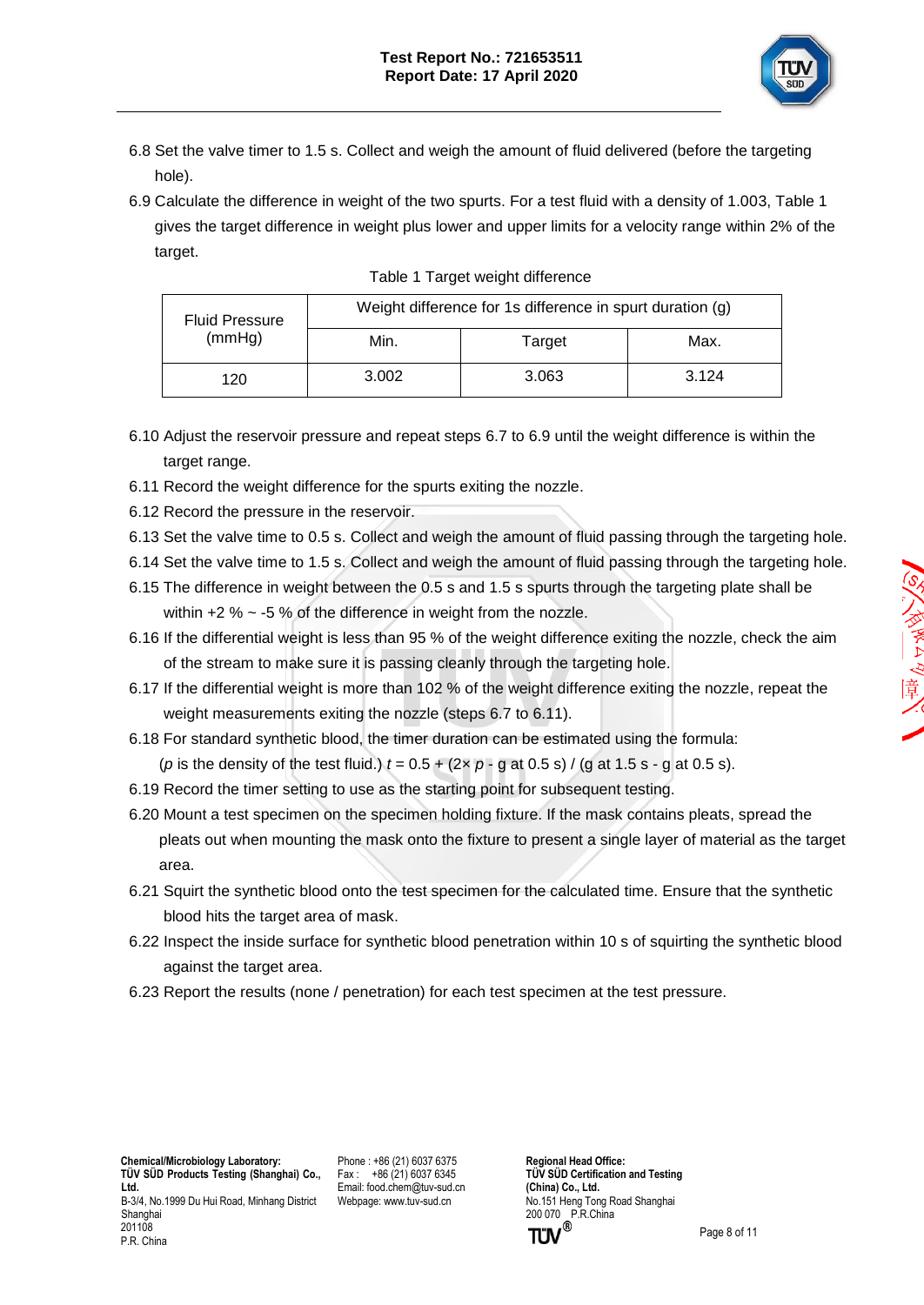6.8 Set the valve timer to 1.5 s. Collect and weigh the amount of fluid delivered (before the targeting hole).

6.9 Calculate the difference in weight of the two spurts. For a test fluid with a density of 1.003, Table 1 gives the target difference in weight plus lower and upper limits for a velocity range within 2% of the target.

Table 1 Target weight difference

| Fluid Pressure (mmHg) | Weight difference for 1s difference in spurt duration (g) | | |
|---|---|---|---|
| | Min. | Target | Max. |
| 120 | 3.002 | 3.063 | 3.124 |

6.10 Adjust the reservoir pressure and repeat steps 6.7 to 6.9 until the weight difference is within the target range.

6.11 Record the weight difference for the spurts exiting the nozzle.

6.12 Record the pressure in the reservoir.

6.13 Set the valve time to 0.5 s. Collect and weigh the amount of fluid passing through the targeting hole.

6.14 Set the valve time to 1.5 s. Collect and weigh the amount of fluid passing through the targeting hole.

6.15 The difference in weight between the 0.5 s and 1.5 s spurts through the targeting plate shall be within +2 % ~ -5 % of the difference in weight from the nozzle.

6.16 If the differential weight is less than 95 % of the weight difference exiting the nozzle, check the aim of the stream to make sure it is passing cleanly through the targeting hole.

6.17 If the differential weight is more than 102 % of the weight difference exiting the nozzle, repeat the weight measurements exiting the nozzle (steps 6.7 to 6.11).

6.18 For standard synthetic blood, the timer duration can be estimated using the formula:
($p$ is the density of the test fluid.) $t = 0.5 + (2\times p$ - g at 0.5 s) / (g at 1.5 s - g at 0.5 s).

6.19 Record the timer setting to use as the starting point for subsequent testing.

6.20 Mount a test specimen on the specimen holding fixture. If the mask contains pleats, spread the pleats out when mounting the mask onto the fixture to present a single layer of material as the target area.

6.21 Squirt the synthetic blood onto the test specimen for the calculated time. Ensure that the synthetic blood hits the target area of mask.

6.22 Inspect the inside surface for synthetic blood penetration within 10 s of squirting the synthetic blood against the target area.

6.23 Report the results (none / penetration) for each test specimen at the test pressure.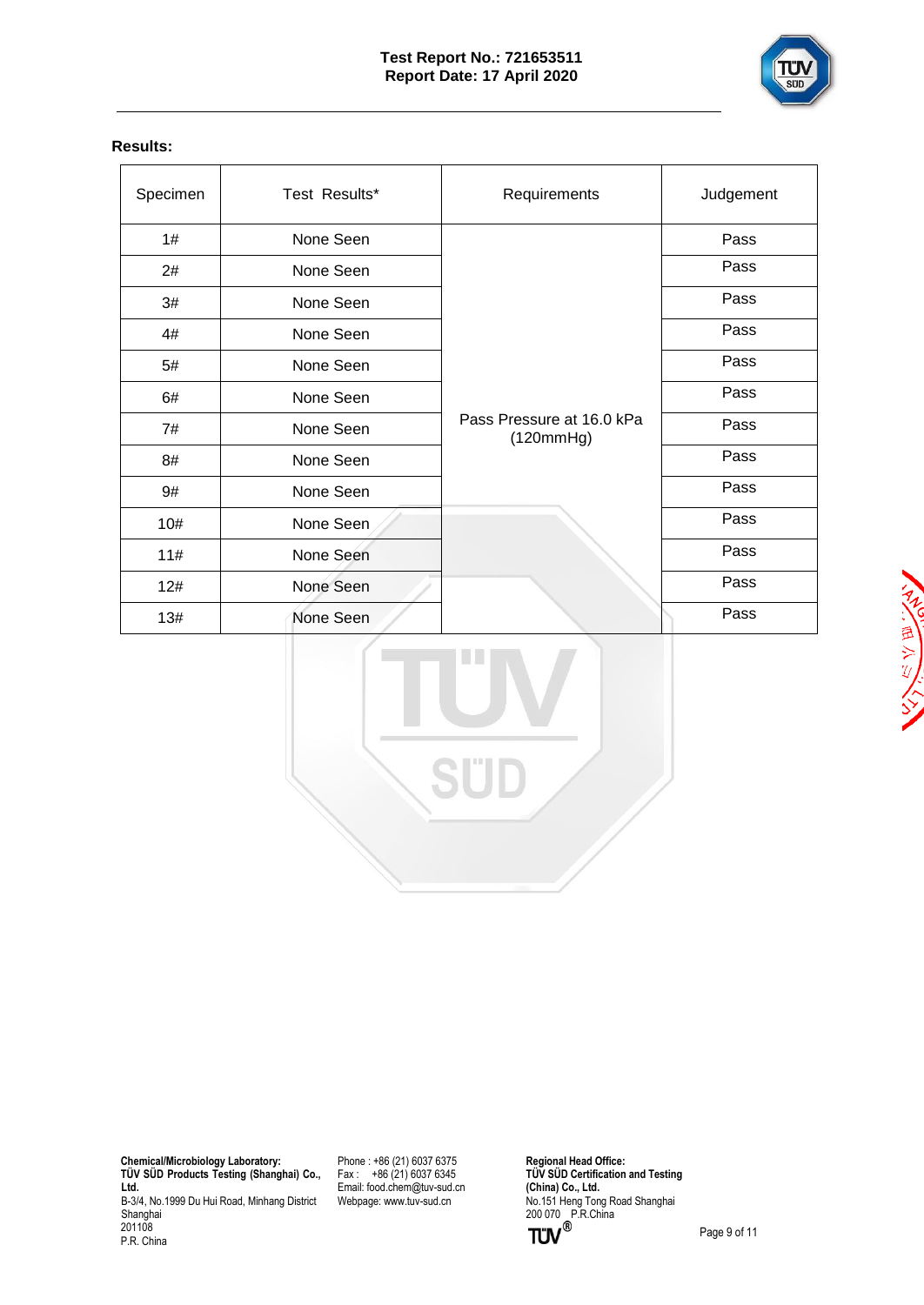**Results:**

| Specimen | Test Results* | Requirements | Judgement |
|---|---|---|---|
| 1# | None Seen | Pass Pressure at 16.0 kPa (120mmHg) | Pass |
| 2# | None Seen | | Pass |
| 3# | None Seen | | Pass |
| 4# | None Seen | | Pass |
| 5# | None Seen | | Pass |
| 6# | None Seen | | Pass |
| 7# | None Seen | | Pass |
| 8# | None Seen | | Pass |
| 9# | None Seen | | Pass |
| 10# | None Seen | | Pass |
| 11# | None Seen | | Pass |
| 12# | None Seen | | Pass |
| 13# | None Seen | | Pass |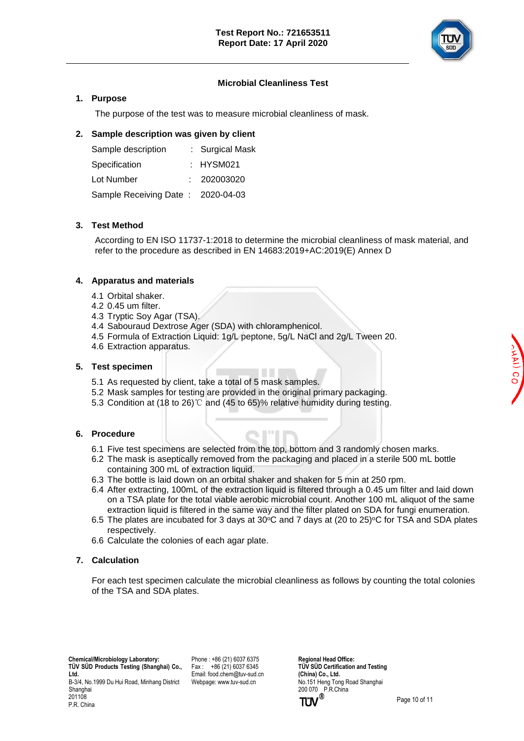**Test Report No.: 721653511**
**Report Date: 17 April 2020**

## Microbial Cleanliness Test

### 1. Purpose

The purpose of the test was to measure microbial cleanliness of mask.

### 2. Sample description was given by client

| Sample description | : | Surgical Mask |
|---|---|---|
| Specification | : | HYSM021 |
| Lot Number | : | 202003020 |
| Sample Receiving Date | : | 2020-04-03 |

### 3. Test Method

According to EN ISO 11737-1:2018 to determine the microbial cleanliness of mask material, and refer to the procedure as described in EN 14683:2019+AC:2019(E) Annex D

### 4. Apparatus and materials

4.1 Orbital shaker.
4.2 0.45 um filter.
4.3 Tryptic Soy Agar (TSA).
4.4 Sabouraud Dextrose Ager (SDA) with chloramphenicol.
4.5 Formula of Extraction Liquid: 1g/L peptone, 5g/L NaCl and 2g/L Tween 20.
4.6 Extraction apparatus.

### 5. Test specimen

5.1 As requested by client, take a total of 5 mask samples.
5.2 Mask samples for testing are provided in the original primary packaging.
5.3 Condition at (18 to 26)℃ and (45 to 65)% relative humidity during testing.

### 6. Procedure

6.1 Five test specimens are selected from the top, bottom and 3 randomly chosen marks.
6.2 The mask is aseptically removed from the packaging and placed in a sterile 500 mL bottle containing 300 mL of extraction liquid.
6.3 The bottle is laid down on an orbital shaker and shaken for 5 min at 250 rpm.
6.4 After extracting, 100mL of the extraction liquid is filtered through a 0.45 um filter and laid down on a TSA plate for the total viable aerobic microbial count. Another 100 mL aliquot of the same extraction liquid is filtered in the same way and the filter plated on SDA for fungi enumeration.
6.5 The plates are incubated for 3 days at 30°C and 7 days at (20 to 25)°C for TSA and SDA plates respectively.
6.6 Calculate the colonies of each agar plate.

### 7. Calculation

For each test specimen calculate the microbial cleanliness as follows by counting the total colonies of the TSA and SDA plates.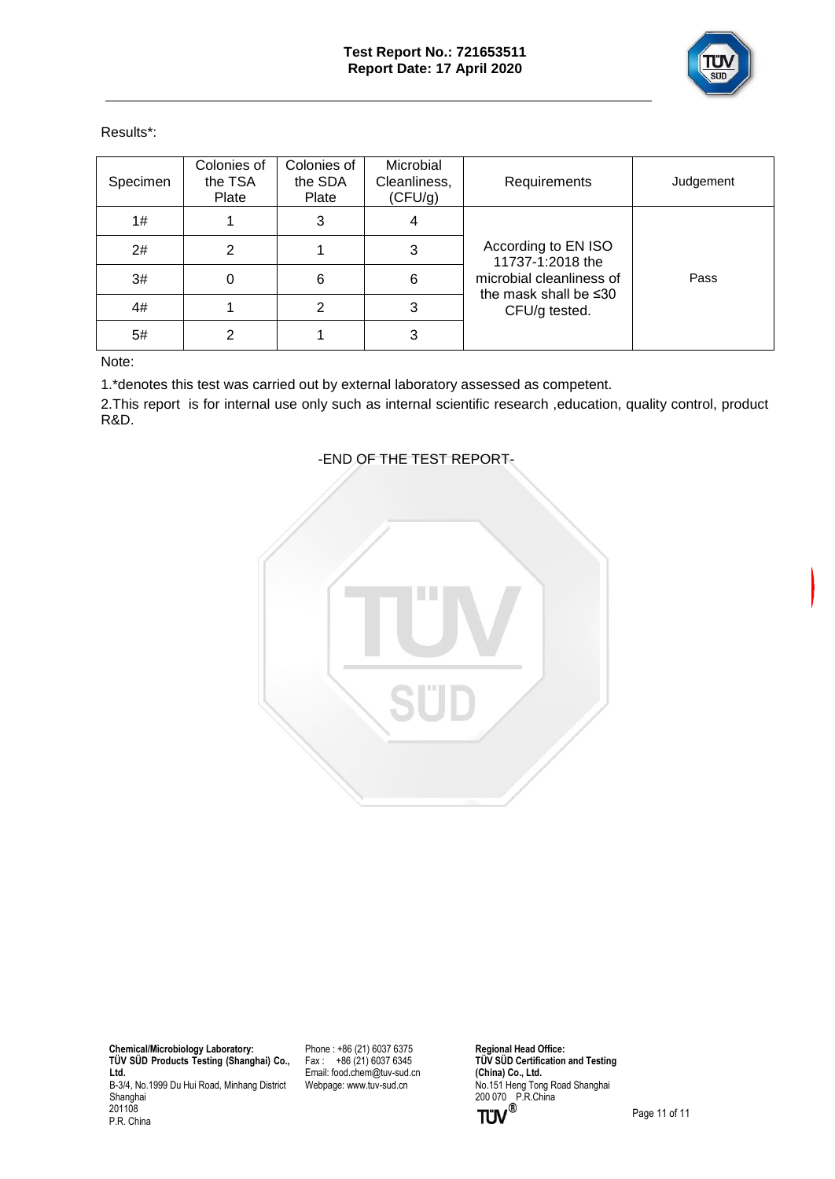Results*:

| Specimen | Colonies of the TSA Plate | Colonies of the SDA Plate | Microbial Cleanliness, (CFU/g) | Requirements | Judgement |
|---|---|---|---|---|---|
| 1# | 1 | 3 | 4 | According to EN ISO 11737-1:2018 the microbial cleanliness of the mask shall be ≤30 CFU/g tested. | Pass |
| 2# | 2 | 1 | 3 | | |
| 3# | 0 | 6 | 6 | | |
| 4# | 1 | 2 | 3 | | |
| 5# | 2 | 1 | 3 | | |

Note:

1.*denotes this test was carried out by external laboratory assessed as competent.

2.This report is for internal use only such as internal scientific research ,education, quality control, product R&D.

-END OF THE TEST REPORT-

**Chemical/Microbiology Laboratory:**
**TÜV SÜD Products Testing (Shanghai) Co., Ltd.**
B-3/4, No.1999 Du Hui Road, Minhang District
Shanghai
201108
P.R. China

Phone : +86 (21) 6037 6375
Fax : +86 (21) 6037 6345
Email: food.chem@tuv-sud.cn
Webpage: www.tuv-sud.cn

**Regional Head Office:**
**TÜV SÜD Certification and Testing (China) Co., Ltd.**
No.151 Heng Tong Road Shanghai
200 070 P.R.China